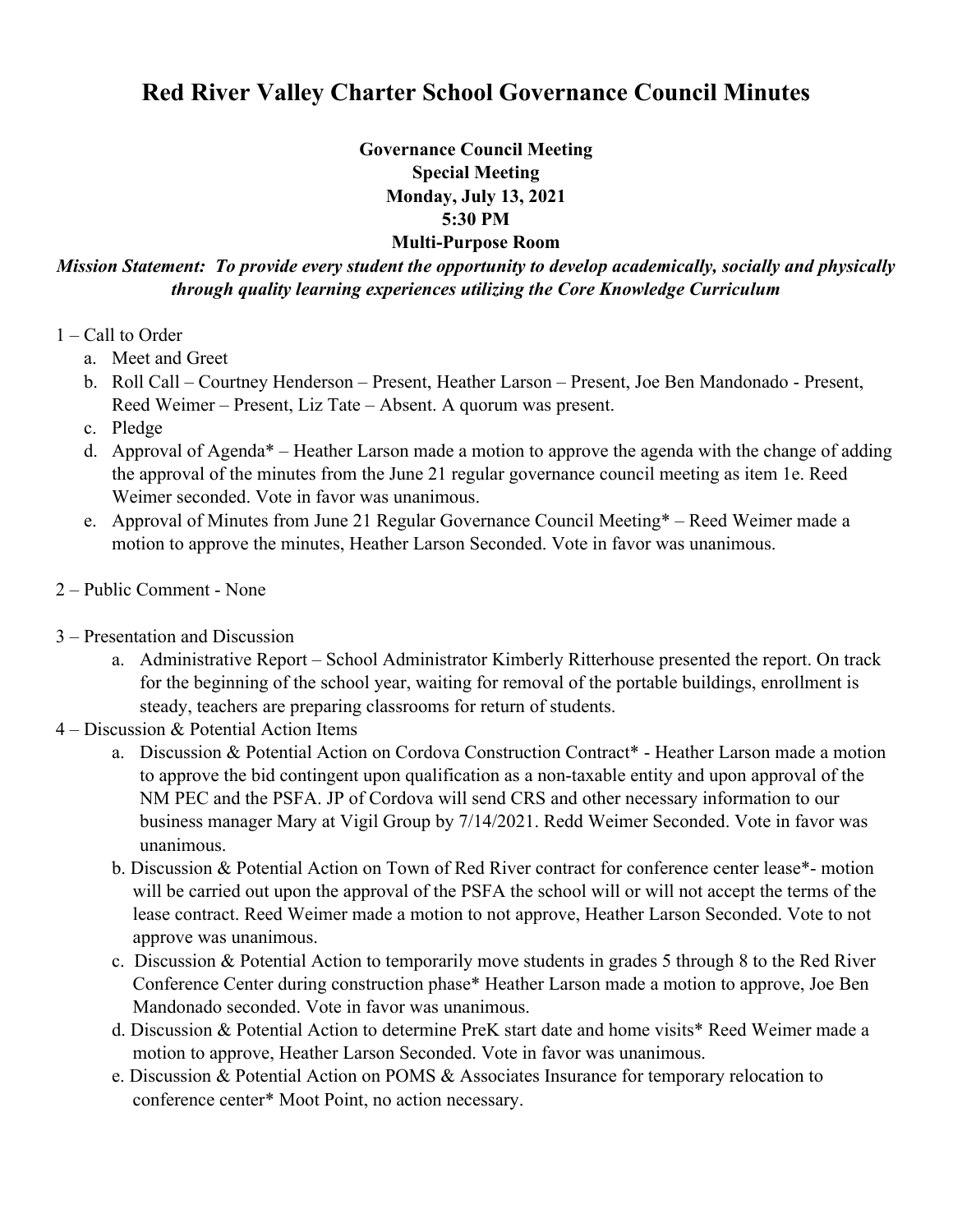# Red River Valley Charter School Governance Council Minutes

**Governance Council Meeting**
**Special Meeting**
**Monday, July 13, 2021**
**5:30 PM**
**Multi-Purpose Room**

***Mission Statement: To provide every student the opportunity to develop academically, socially and physically through quality learning experiences utilizing the Core Knowledge Curriculum***

1 – Call to Order

a. Meet and Greet
b. Roll Call – Courtney Henderson – Present, Heather Larson – Present, Joe Ben Mandonado - Present, Reed Weimer – Present, Liz Tate – Absent. A quorum was present.
c. Pledge
d. Approval of Agenda* – Heather Larson made a motion to approve the agenda with the change of adding the approval of the minutes from the June 21 regular governance council meeting as item 1e. Reed Weimer seconded. Vote in favor was unanimous.
e. Approval of Minutes from June 21 Regular Governance Council Meeting* – Reed Weimer made a motion to approve the minutes, Heather Larson Seconded. Vote in favor was unanimous.

2 – Public Comment - None

3 – Presentation and Discussion

a. Administrative Report – School Administrator Kimberly Ritterhouse presented the report. On track for the beginning of the school year, waiting for removal of the portable buildings, enrollment is steady, teachers are preparing classrooms for return of students.

4 – Discussion & Potential Action Items

a. Discussion & Potential Action on Cordova Construction Contract* - Heather Larson made a motion to approve the bid contingent upon qualification as a non-taxable entity and upon approval of the NM PEC and the PSFA. JP of Cordova will send CRS and other necessary information to our business manager Mary at Vigil Group by 7/14/2021. Redd Weimer Seconded. Vote in favor was unanimous.
b. Discussion & Potential Action on Town of Red River contract for conference center lease*- motion will be carried out upon the approval of the PSFA the school will or will not accept the terms of the lease contract. Reed Weimer made a motion to not approve, Heather Larson Seconded. Vote to not approve was unanimous.
c. Discussion & Potential Action to temporarily move students in grades 5 through 8 to the Red River Conference Center during construction phase* Heather Larson made a motion to approve, Joe Ben Mandonado seconded. Vote in favor was unanimous.
d. Discussion & Potential Action to determine PreK start date and home visits* Reed Weimer made a motion to approve, Heather Larson Seconded. Vote in favor was unanimous.
e. Discussion & Potential Action on POMS & Associates Insurance for temporary relocation to conference center* Moot Point, no action necessary.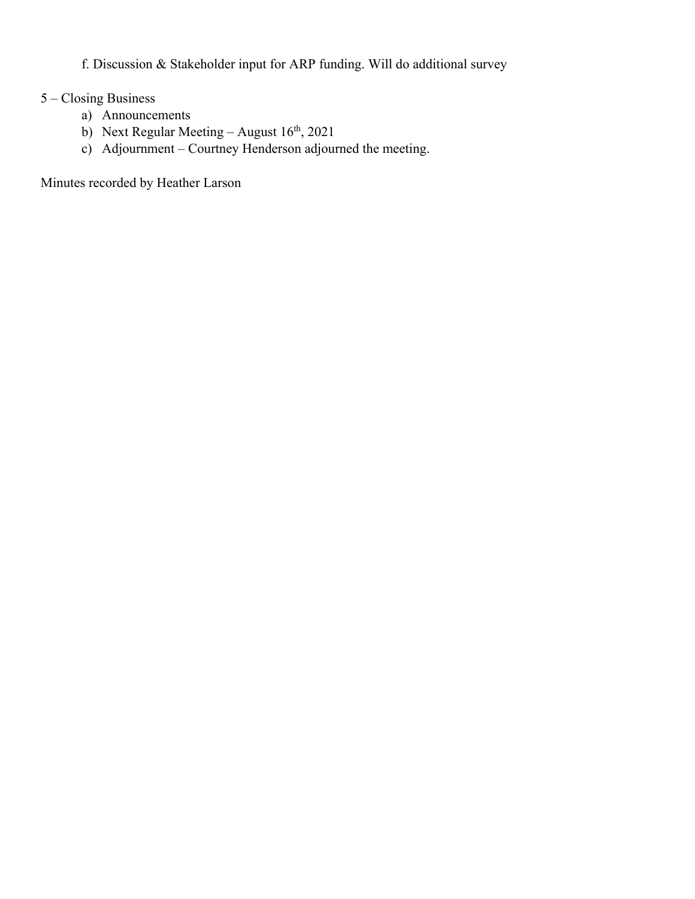f. Discussion & Stakeholder input for ARP funding. Will do additional survey

5 – Closing Business

a) Announcements
b) Next Regular Meeting – August 16th, 2021
c) Adjournment – Courtney Henderson adjourned the meeting.

Minutes recorded by Heather Larson